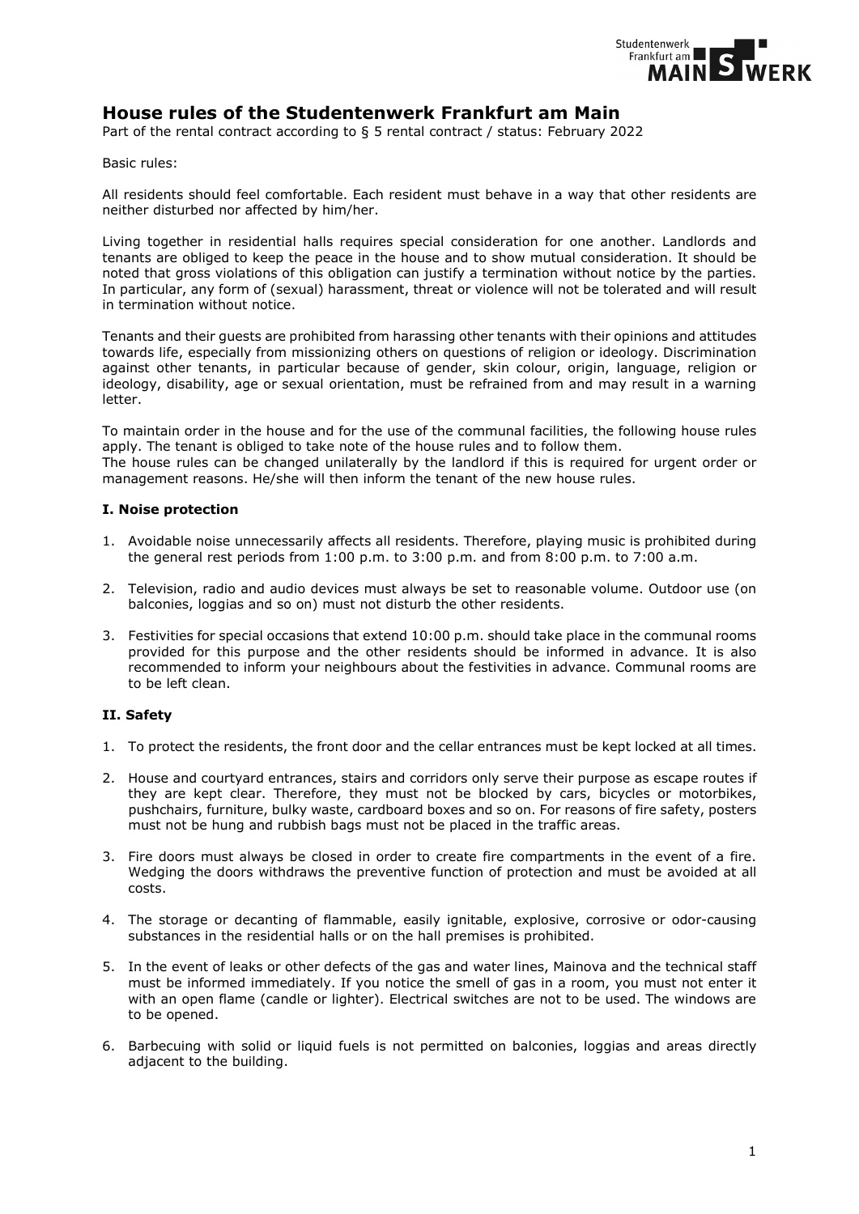# House rules of the Studentenwerk Frankfurt am Main

Part of the rental contract according to § 5 rental contract / status: February 2022

Basic rules:

All residents should feel comfortable. Each resident must behave in a way that other residents are neither disturbed nor affected by him/her.

Living together in residential halls requires special consideration for one another. Landlords and tenants are obliged to keep the peace in the house and to show mutual consideration. It should be noted that gross violations of this obligation can justify a termination without notice by the parties. In particular, any form of (sexual) harassment, threat or violence will not be tolerated and will result in termination without notice.

Tenants and their guests are prohibited from harassing other tenants with their opinions and attitudes towards life, especially from missionizing others on questions of religion or ideology. Discrimination against other tenants, in particular because of gender, skin colour, origin, language, religion or ideology, disability, age or sexual orientation, must be refrained from and may result in a warning letter.

To maintain order in the house and for the use of the communal facilities, the following house rules apply. The tenant is obliged to take note of the house rules and to follow them.
The house rules can be changed unilaterally by the landlord if this is required for urgent order or management reasons. He/she will then inform the tenant of the new house rules.

### I. Noise protection

1. Avoidable noise unnecessarily affects all residents. Therefore, playing music is prohibited during the general rest periods from 1:00 p.m. to 3:00 p.m. and from 8:00 p.m. to 7:00 a.m.
2. Television, radio and audio devices must always be set to reasonable volume. Outdoor use (on balconies, loggias and so on) must not disturb the other residents.
3. Festivities for special occasions that extend 10:00 p.m. should take place in the communal rooms provided for this purpose and the other residents should be informed in advance. It is also recommended to inform your neighbours about the festivities in advance. Communal rooms are to be left clean.

### II. Safety

1. To protect the residents, the front door and the cellar entrances must be kept locked at all times.
2. House and courtyard entrances, stairs and corridors only serve their purpose as escape routes if they are kept clear. Therefore, they must not be blocked by cars, bicycles or motorbikes, pushchairs, furniture, bulky waste, cardboard boxes and so on. For reasons of fire safety, posters must not be hung and rubbish bags must not be placed in the traffic areas.
3. Fire doors must always be closed in order to create fire compartments in the event of a fire. Wedging the doors withdraws the preventive function of protection and must be avoided at all costs.
4. The storage or decanting of flammable, easily ignitable, explosive, corrosive or odor-causing substances in the residential halls or on the hall premises is prohibited.
5. In the event of leaks or other defects of the gas and water lines, Mainova and the technical staff must be informed immediately. If you notice the smell of gas in a room, you must not enter it with an open flame (candle or lighter). Electrical switches are not to be used. The windows are to be opened.
6. Barbecuing with solid or liquid fuels is not permitted on balconies, loggias and areas directly adjacent to the building.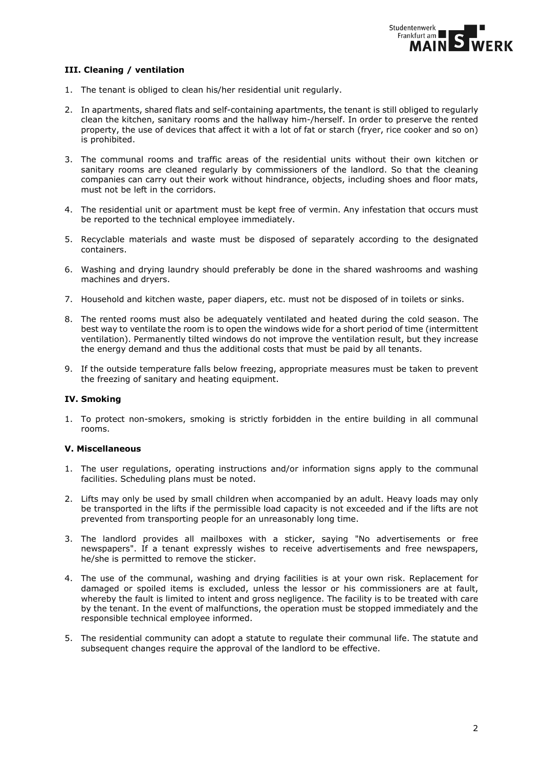### III. Cleaning / ventilation

1. The tenant is obliged to clean his/her residential unit regularly.

2. In apartments, shared flats and self-containing apartments, the tenant is still obliged to regularly clean the kitchen, sanitary rooms and the hallway him-/herself. In order to preserve the rented property, the use of devices that affect it with a lot of fat or starch (fryer, rice cooker and so on) is prohibited.

3. The communal rooms and traffic areas of the residential units without their own kitchen or sanitary rooms are cleaned regularly by commissioners of the landlord. So that the cleaning companies can carry out their work without hindrance, objects, including shoes and floor mats, must not be left in the corridors.

4. The residential unit or apartment must be kept free of vermin. Any infestation that occurs must be reported to the technical employee immediately.

5. Recyclable materials and waste must be disposed of separately according to the designated containers.

6. Washing and drying laundry should preferably be done in the shared washrooms and washing machines and dryers.

7. Household and kitchen waste, paper diapers, etc. must not be disposed of in toilets or sinks.

8. The rented rooms must also be adequately ventilated and heated during the cold season. The best way to ventilate the room is to open the windows wide for a short period of time (intermittent ventilation). Permanently tilted windows do not improve the ventilation result, but they increase the energy demand and thus the additional costs that must be paid by all tenants.

9. If the outside temperature falls below freezing, appropriate measures must be taken to prevent the freezing of sanitary and heating equipment.

### IV. Smoking

1. To protect non-smokers, smoking is strictly forbidden in the entire building in all communal rooms.

### V. Miscellaneous

1. The user regulations, operating instructions and/or information signs apply to the communal facilities. Scheduling plans must be noted.

2. Lifts may only be used by small children when accompanied by an adult. Heavy loads may only be transported in the lifts if the permissible load capacity is not exceeded and if the lifts are not prevented from transporting people for an unreasonably long time.

3. The landlord provides all mailboxes with a sticker, saying "No advertisements or free newspapers". If a tenant expressly wishes to receive advertisements and free newspapers, he/she is permitted to remove the sticker.

4. The use of the communal, washing and drying facilities is at your own risk. Replacement for damaged or spoiled items is excluded, unless the lessor or his commissioners are at fault, whereby the fault is limited to intent and gross negligence. The facility is to be treated with care by the tenant. In the event of malfunctions, the operation must be stopped immediately and the responsible technical employee informed.

5. The residential community can adopt a statute to regulate their communal life. The statute and subsequent changes require the approval of the landlord to be effective.